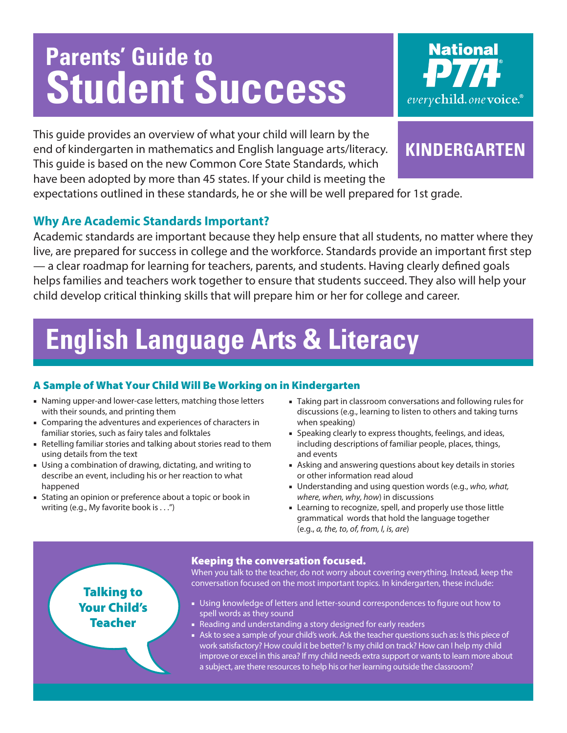# Parents' Guide to Student Success

National PTA
everychild. onevoice.®

**KINDERGARTEN**

This guide provides an overview of what your child will learn by the end of kindergarten in mathematics and English language arts/literacy. This guide is based on the new Common Core State Standards, which have been adopted by more than 45 states. If your child is meeting the expectations outlined in these standards, he or she will be well prepared for 1st grade.

### Why Are Academic Standards Important?

Academic standards are important because they help ensure that all students, no matter where they live, are prepared for success in college and the workforce. Standards provide an important first step — a clear roadmap for learning for teachers, parents, and students. Having clearly defined goals helps families and teachers work together to ensure that students succeed. They also will help your child develop critical thinking skills that will prepare him or her for college and career.

## English Language Arts & Literacy

### A Sample of What Your Child Will Be Working on in Kindergarten

- Naming upper-and lower-case letters, matching those letters with their sounds, and printing them
- Comparing the adventures and experiences of characters in familiar stories, such as fairy tales and folktales
- Retelling familiar stories and talking about stories read to them using details from the text
- Using a combination of drawing, dictating, and writing to describe an event, including his or her reaction to what happened
- Stating an opinion or preference about a topic or book in writing (e.g., My favorite book is . . .")
- Taking part in classroom conversations and following rules for discussions (e.g., learning to listen to others and taking turns when speaking)
- Speaking clearly to express thoughts, feelings, and ideas, including descriptions of familiar people, places, things, and events
- Asking and answering questions about key details in stories or other information read aloud
- Understanding and using question words (e.g., *who, what, where, when, why, how*) in discussions
- Learning to recognize, spell, and properly use those little grammatical words that hold the language together (e.g., *a, the, to, of, from, I, is, are*)

### Talking to Your Child's Teacher

**Keeping the conversation focused.**

When you talk to the teacher, do not worry about covering everything. Instead, keep the conversation focused on the most important topics. In kindergarten, these include:

- Using knowledge of letters and letter-sound correspondences to figure out how to spell words as they sound
- Reading and understanding a story designed for early readers
- Ask to see a sample of your child's work. Ask the teacher questions such as: Is this piece of work satisfactory? How could it be better? Is my child on track? How can I help my child improve or excel in this area? If my child needs extra support or wants to learn more about a subject, are there resources to help his or her learning outside the classroom?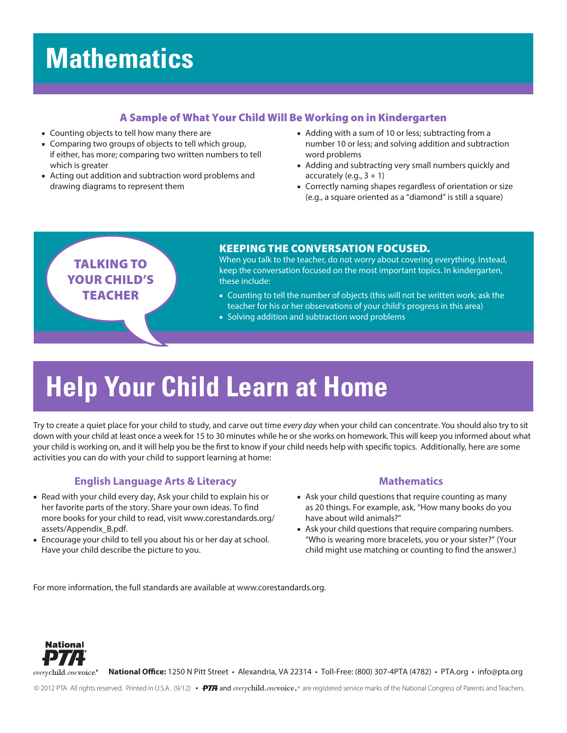# Mathematics

### A Sample of What Your Child Will Be Working on in Kindergarten

- Counting objects to tell how many there are
- Comparing two groups of objects to tell which group, if either, has more; comparing two written numbers to tell which is greater
- Acting out addition and subtraction word problems and drawing diagrams to represent them
- Adding with a sum of 10 or less; subtracting from a number 10 or less; and solving addition and subtraction word problems
- Adding and subtracting very small numbers quickly and accurately (e.g., 3 + 1)
- Correctly naming shapes regardless of orientation or size (e.g., a square oriented as a "diamond" is still a square)

### TALKING TO YOUR CHILD'S TEACHER

**KEEPING THE CONVERSATION FOCUSED.**

When you talk to the teacher, do not worry about covering everything. Instead, keep the conversation focused on the most important topics. In kindergarten, these include:

- Counting to tell the number of objects (this will not be written work; ask the teacher for his or her observations of your child's progress in this area)
- Solving addition and subtraction word problems

# Help Your Child Learn at Home

Try to create a quiet place for your child to study, and carve out time *every day* when your child can concentrate. You should also try to sit down with your child at least once a week for 15 to 30 minutes while he or she works on homework. This will keep you informed about what your child is working on, and it will help you be the first to know if your child needs help with specific topics. Additionally, here are some activities you can do with your child to support learning at home:

### English Language Arts & Literacy

- Read with your child every day, Ask your child to explain his or her favorite parts of the story. Share your own ideas. To find more books for your child to read, visit www.corestandards.org/assets/Appendix_B.pdf.
- Encourage your child to tell you about his or her day at school. Have your child describe the picture to you.

### Mathematics

- Ask your child questions that require counting as many as 20 things. For example, ask, "How many books do you have about wild animals?"
- Ask your child questions that require comparing numbers. "Who is wearing more bracelets, you or your sister?" (Your child might use matching or counting to find the answer.)

For more information, the full standards are available at www.corestandards.org.

National PTA® *every*child.*one*voice.®

**National Office:** 1250 N Pitt Street • Alexandria, VA 22314 • Toll-Free: (800) 307-4PTA (4782) • PTA.org • info@pta.org

© 2012 PTA All rights reserved. Printed in U.S.A. (9/12) • PTA and *every*child.*one*voice.® are registered service marks of the National Congress of Parents and Teachers.